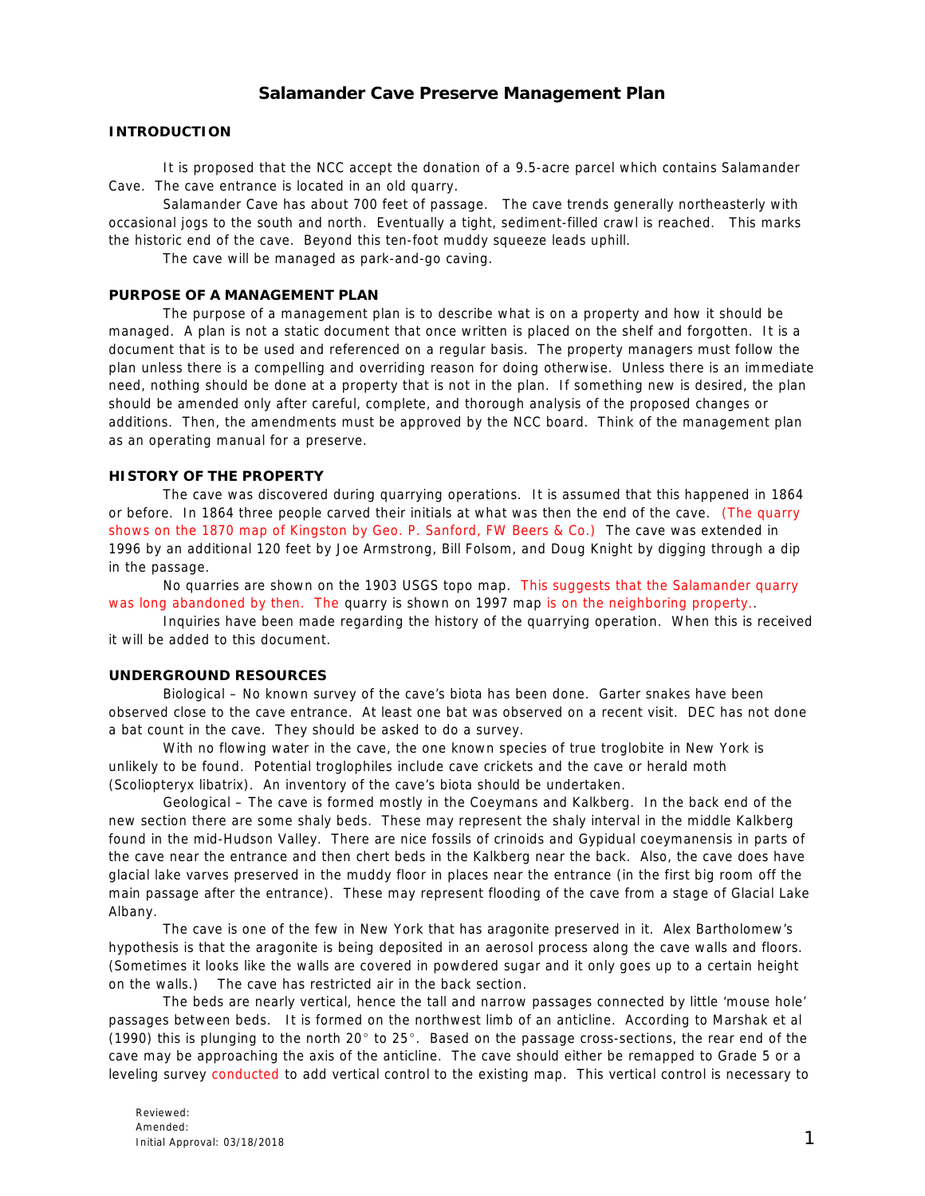# Salamander Cave Preserve Management Plan

## INTRODUCTION

It is proposed that the NCC accept the donation of a 9.5-acre parcel which contains Salamander Cave. The cave entrance is located in an old quarry.

Salamander Cave has about 700 feet of passage. The cave trends generally northeasterly with occasional jogs to the south and north. Eventually a tight, sediment-filled crawl is reached. This marks the historic end of the cave. Beyond this ten-foot muddy squeeze leads uphill.

The cave will be managed as park-and-go caving.

## PURPOSE OF A MANAGEMENT PLAN

The purpose of a management plan is to describe what is on a property and how it should be managed. A plan is not a static document that once written is placed on the shelf and forgotten. It is a document that is to be used and referenced on a regular basis. The property managers must follow the plan unless there is a compelling and overriding reason for doing otherwise. Unless there is an immediate need, nothing should be done at a property that is not in the plan. If something new is desired, the plan should be amended only after careful, complete, and thorough analysis of the proposed changes or additions. Then, the amendments must be approved by the NCC board. Think of the management plan as an operating manual for a preserve.

## HISTORY OF THE PROPERTY

The cave was discovered during quarrying operations. It is assumed that this happened in 1864 or before. In 1864 three people carved their initials at what was then the end of the cave. (The quarry shows on the 1870 map of Kingston by Geo. P. Sanford, FW Beers & Co.) The cave was extended in 1996 by an additional 120 feet by Joe Armstrong, Bill Folsom, and Doug Knight by digging through a dip in the passage.

No quarries are shown on the 1903 USGS topo map. This suggests that the Salamander quarry was long abandoned by then. The quarry is shown on 1997 map is on the neighboring property..

Inquiries have been made regarding the history of the quarrying operation. When this is received it will be added to this document.

## UNDERGROUND RESOURCES

Biological – No known survey of the cave's biota has been done. Garter snakes have been observed close to the cave entrance. At least one bat was observed on a recent visit. DEC has not done a bat count in the cave. They should be asked to do a survey.

With no flowing water in the cave, the one known species of true troglobite in New York is unlikely to be found. Potential troglophiles include cave crickets and the cave or herald moth (Scoliopteryx libatrix). An inventory of the cave's biota should be undertaken.

Geological – The cave is formed mostly in the Coeymans and Kalkberg. In the back end of the new section there are some shaly beds. These may represent the shaly interval in the middle Kalkberg found in the mid-Hudson Valley. There are nice fossils of crinoids and Gypidual coeymanensis in parts of the cave near the entrance and then chert beds in the Kalkberg near the back. Also, the cave does have glacial lake varves preserved in the muddy floor in places near the entrance (in the first big room off the main passage after the entrance). These may represent flooding of the cave from a stage of Glacial Lake Albany.

The cave is one of the few in New York that has aragonite preserved in it. Alex Bartholomew's hypothesis is that the aragonite is being deposited in an aerosol process along the cave walls and floors. (Sometimes it looks like the walls are covered in powdered sugar and it only goes up to a certain height on the walls.) The cave has restricted air in the back section.

The beds are nearly vertical, hence the tall and narrow passages connected by little 'mouse hole' passages between beds. It is formed on the northwest limb of an anticline. According to Marshak et al (1990) this is plunging to the north 20° to 25°. Based on the passage cross-sections, the rear end of the cave may be approaching the axis of the anticline. The cave should either be remapped to Grade 5 or a leveling survey conducted to add vertical control to the existing map. This vertical control is necessary to

Reviewed:
Amended:
Initial Approval: 03/18/2018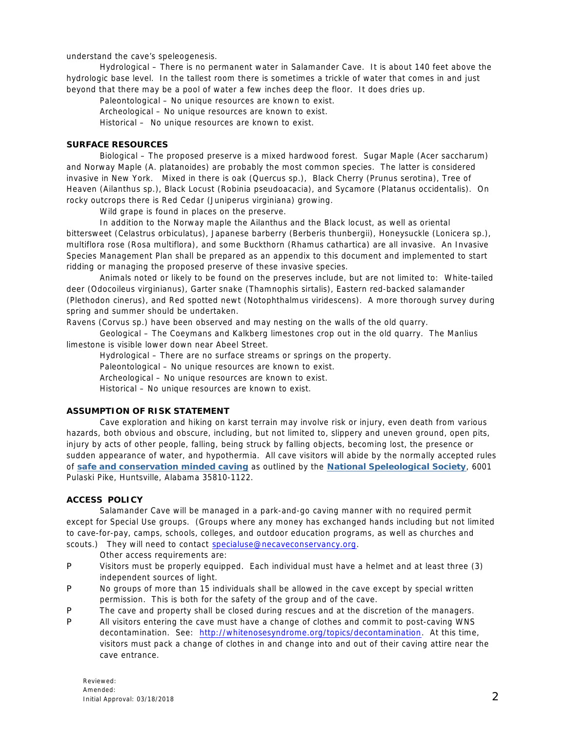understand the cave's speleogenesis.

Hydrological – There is no permanent water in Salamander Cave. It is about 140 feet above the hydrologic base level. In the tallest room there is sometimes a trickle of water that comes in and just beyond that there may be a pool of water a few inches deep the floor. It does dries up.

Paleontological – No unique resources are known to exist.

Archeological – No unique resources are known to exist.

Historical – No unique resources are known to exist.

**SURFACE RESOURCES**

Biological – The proposed preserve is a mixed hardwood forest. Sugar Maple (Acer saccharum) and Norway Maple (A. platanoides) are probably the most common species. The latter is considered invasive in New York. Mixed in there is oak (Quercus sp.), Black Cherry (Prunus serotina), Tree of Heaven (Ailanthus sp.), Black Locust (Robinia pseudoacacia), and Sycamore (Platanus occidentalis). On rocky outcrops there is Red Cedar (Juniperus virginiana) growing.

Wild grape is found in places on the preserve.

In addition to the Norway maple the Ailanthus and the Black locust, as well as oriental bittersweet (Celastrus orbiculatus), Japanese barberry (Berberis thunbergii), Honeysuckle (Lonicera sp.), multiflora rose (Rosa multiflora), and some Buckthorn (Rhamus cathartica) are all invasive. An Invasive Species Management Plan shall be prepared as an appendix to this document and implemented to start ridding or managing the proposed preserve of these invasive species.

Animals noted or likely to be found on the preserves include, but are not limited to: White-tailed deer (Odocoileus virginianus), Garter snake (Thamnophis sirtalis), Eastern red-backed salamander (Plethodon cinerus), and Red spotted newt (Notophthalmus viridescens). A more thorough survey during spring and summer should be undertaken.

Ravens (Corvus sp.) have been observed and may nesting on the walls of the old quarry.

Geological – The Coeymans and Kalkberg limestones crop out in the old quarry. The Manlius limestone is visible lower down near Abeel Street.

Hydrological – There are no surface streams or springs on the property.

Paleontological – No unique resources are known to exist.

Archeological – No unique resources are known to exist.

Historical – No unique resources are known to exist.

**ASSUMPTION OF RISK STATEMENT**

Cave exploration and hiking on karst terrain may involve risk or injury, even death from various hazards, both obvious and obscure, including, but not limited to, slippery and uneven ground, open pits, injury by acts of other people, falling, being struck by falling objects, becoming lost, the presence or sudden appearance of water, and hypothermia. All cave visitors will abide by the normally accepted rules of **safe and conservation minded caving** as outlined by the **National Speleological Society**, 6001 Pulaski Pike, Huntsville, Alabama 35810-1122.

**ACCESS POLICY**

Salamander Cave will be managed in a park-and-go caving manner with no required permit except for Special Use groups. (Groups where any money has exchanged hands including but not limited to cave-for-pay, camps, schools, colleges, and outdoor education programs, as well as churches and scouts.) They will need to contact specialuse@necaveconservancy.org.

Other access requirements are:

- Visitors must be properly equipped. Each individual must have a helmet and at least three (3) independent sources of light.
- No groups of more than 15 individuals shall be allowed in the cave except by special written permission. This is both for the safety of the group and of the cave.
- The cave and property shall be closed during rescues and at the discretion of the managers.
- All visitors entering the cave must have a change of clothes and commit to post-caving WNS decontamination. See: http://whitenosesyndrome.org/topics/decontamination. At this time, visitors must pack a change of clothes in and change into and out of their caving attire near the cave entrance.

Reviewed:
Amended:
Initial Approval: 03/18/2018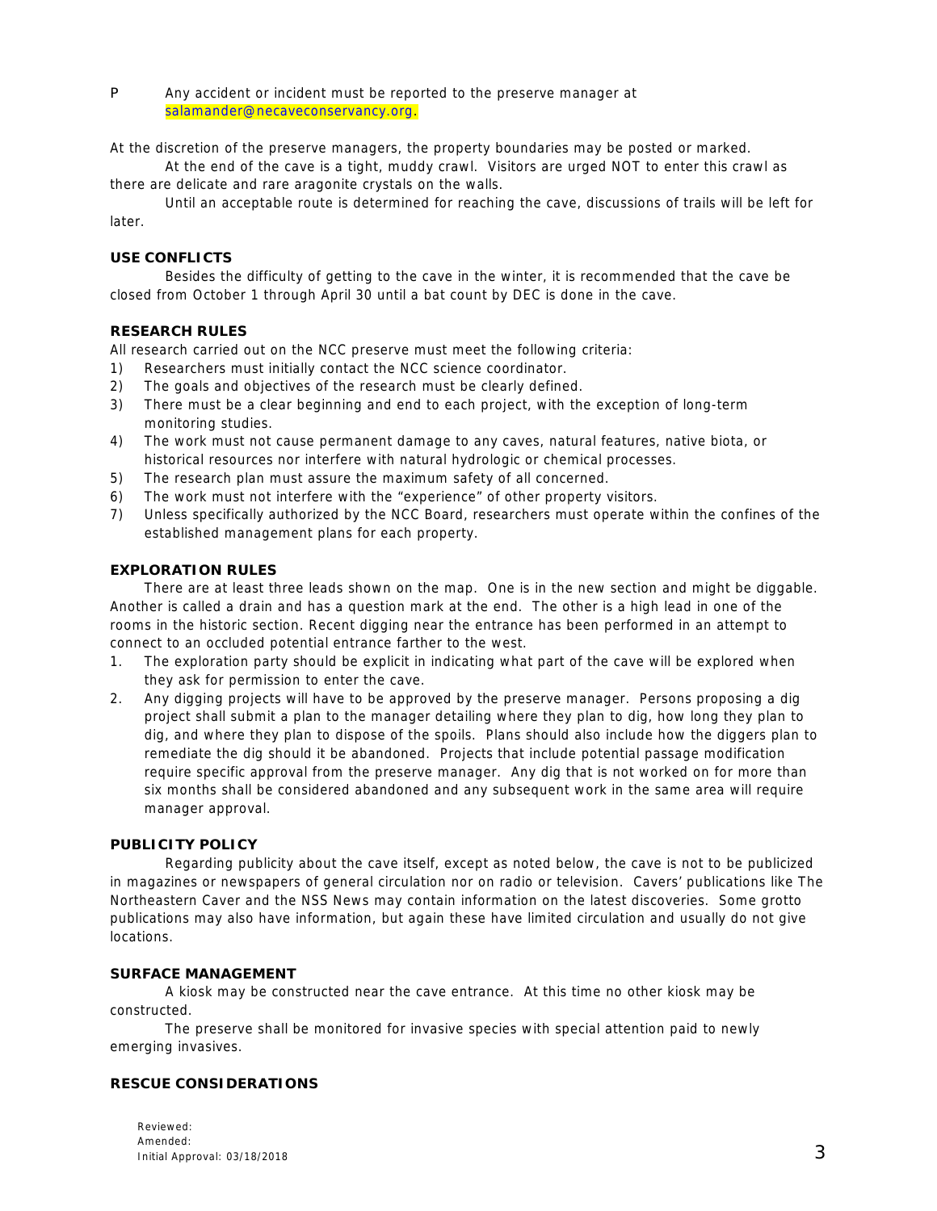P Any accident or incident must be reported to the preserve manager at salamander@necaveconservancy.org.

At the discretion of the preserve managers, the property boundaries may be posted or marked.

At the end of the cave is a tight, muddy crawl. Visitors are urged NOT to enter this crawl as there are delicate and rare aragonite crystals on the walls.

Until an acceptable route is determined for reaching the cave, discussions of trails will be left for later.

**USE CONFLICTS**

Besides the difficulty of getting to the cave in the winter, it is recommended that the cave be closed from October 1 through April 30 until a bat count by DEC is done in the cave.

**RESEARCH RULES**

All research carried out on the NCC preserve must meet the following criteria:

1) Researchers must initially contact the NCC science coordinator.
2) The goals and objectives of the research must be clearly defined.
3) There must be a clear beginning and end to each project, with the exception of long-term monitoring studies.
4) The work must not cause permanent damage to any caves, natural features, native biota, or historical resources nor interfere with natural hydrologic or chemical processes.
5) The research plan must assure the maximum safety of all concerned.
6) The work must not interfere with the "experience" of other property visitors.
7) Unless specifically authorized by the NCC Board, researchers must operate within the confines of the established management plans for each property.

**EXPLORATION RULES**

There are at least three leads shown on the map. One is in the new section and might be diggable. Another is called a drain and has a question mark at the end. The other is a high lead in one of the rooms in the historic section. Recent digging near the entrance has been performed in an attempt to connect to an occluded potential entrance farther to the west.

1. The exploration party should be explicit in indicating what part of the cave will be explored when they ask for permission to enter the cave.
2. Any digging projects will have to be approved by the preserve manager. Persons proposing a dig project shall submit a plan to the manager detailing where they plan to dig, how long they plan to dig, and where they plan to dispose of the spoils. Plans should also include how the diggers plan to remediate the dig should it be abandoned. Projects that include potential passage modification require specific approval from the preserve manager. Any dig that is not worked on for more than six months shall be considered abandoned and any subsequent work in the same area will require manager approval.

**PUBLICITY POLICY**

Regarding publicity about the cave itself, except as noted below, the cave is not to be publicized in magazines or newspapers of general circulation nor on radio or television. Cavers' publications like The Northeastern Caver and the NSS News may contain information on the latest discoveries. Some grotto publications may also have information, but again these have limited circulation and usually do not give locations.

**SURFACE MANAGEMENT**

A kiosk may be constructed near the cave entrance. At this time no other kiosk may be constructed.

The preserve shall be monitored for invasive species with special attention paid to newly emerging invasives.

**RESCUE CONSIDERATIONS**

Reviewed:
Amended:
Initial Approval: 03/18/2018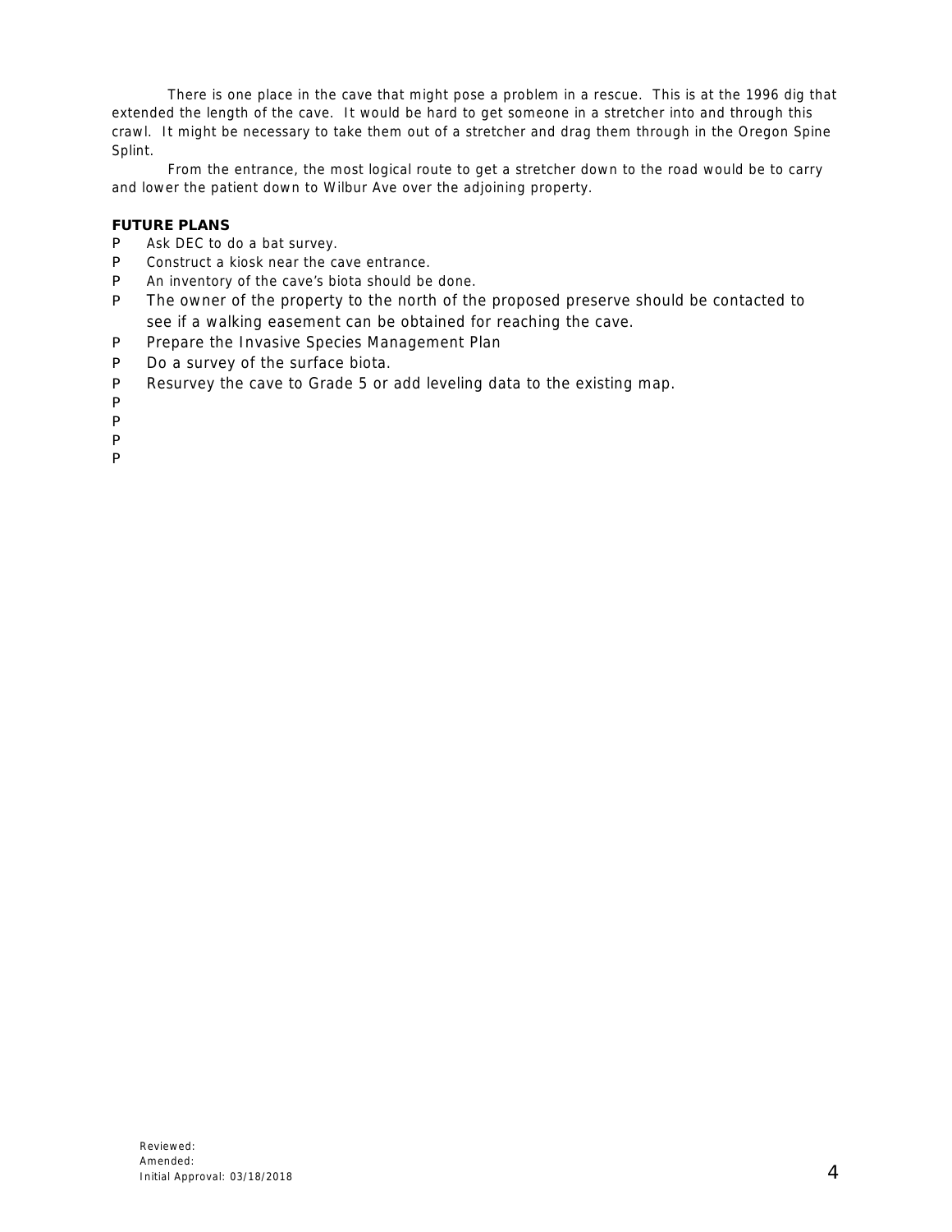There is one place in the cave that might pose a problem in a rescue. This is at the 1996 dig that extended the length of the cave. It would be hard to get someone in a stretcher into and through this crawl. It might be necessary to take them out of a stretcher and drag them through in the Oregon Spine Splint.

From the entrance, the most logical route to get a stretcher down to the road would be to carry and lower the patient down to Wilbur Ave over the adjoining property.

**FUTURE PLANS**

- Ask DEC to do a bat survey.
- Construct a kiosk near the cave entrance.
- An inventory of the cave's biota should be done.
- The owner of the property to the north of the proposed preserve should be contacted to see if a walking easement can be obtained for reaching the cave.
- Prepare the Invasive Species Management Plan
- Do a survey of the surface biota.
- Resurvey the cave to Grade 5 or add leveling data to the existing map.

Reviewed:
Amended:
Initial Approval: 03/18/2018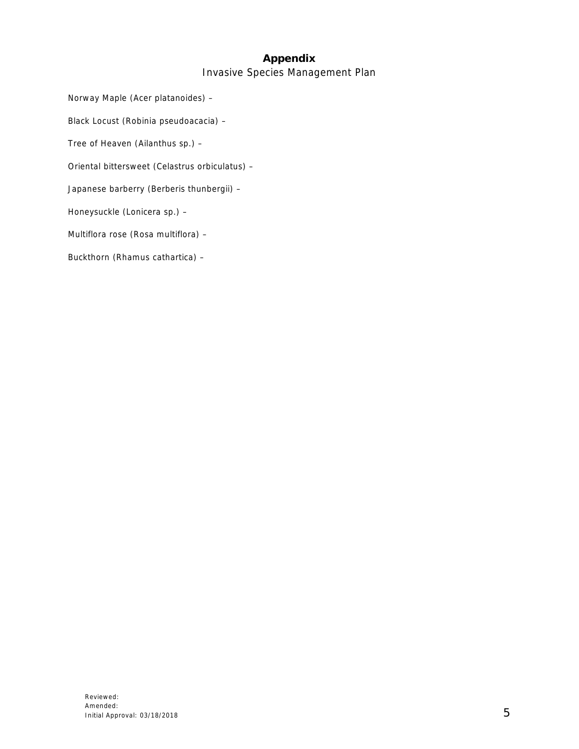# Appendix

## Invasive Species Management Plan

Norway Maple (Acer platanoides) –

Black Locust (Robinia pseudoacacia) –

Tree of Heaven (Ailanthus sp.) –

Oriental bittersweet (Celastrus orbiculatus) –

Japanese barberry (Berberis thunbergii) –

Honeysuckle (Lonicera sp.) –

Multiflora rose (Rosa multiflora) –

Buckthorn (Rhamus cathartica) –

Reviewed:
Amended:
Initial Approval: 03/18/2018